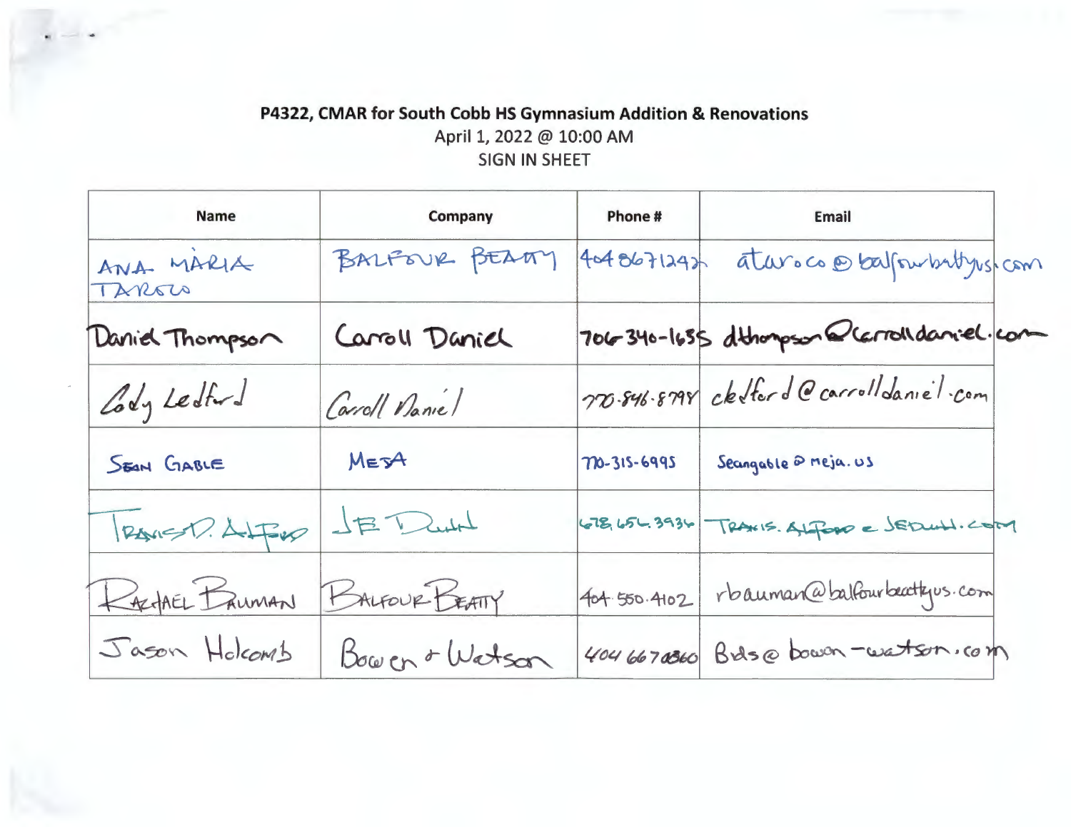**P4322, CMAR for South Cobb HS Gymnasium Addition & Renovations**

April 1, 2022 @ 10:00 AM

SIGN IN SHEET

| Name | Company | Phone # | Email |
|---|---|---|---|
| ANA MARIA TAROCO | BALFOUR BEATTY | 4048671242 | ataroco@balfourbeattyus.com |
| Daniel Thompson | Carroll Daniel | 706-340-1635 | dthompson@carrolldaniel.com |
| Cody Ledford | Carroll Daniel | 770-846-8798 | cledford@carrolldaniel.com |
| SEAN GABLE | MESA | 770-315-6995 | Seangable@meja.us |
| TRAVIS D. ALFORD | JE DUNN | 678.654.3934 | TRAVIS.ALFORD@JEDUNN.COM |
| RACHAEL BAUMAN | BALFOUR BEATTY | 404.550.4102 | rbauman@balfourbeattyus.com |
| Jason Holcomb | Bowen & Watson | 404 6670360 | Bids@bowen-watson.com |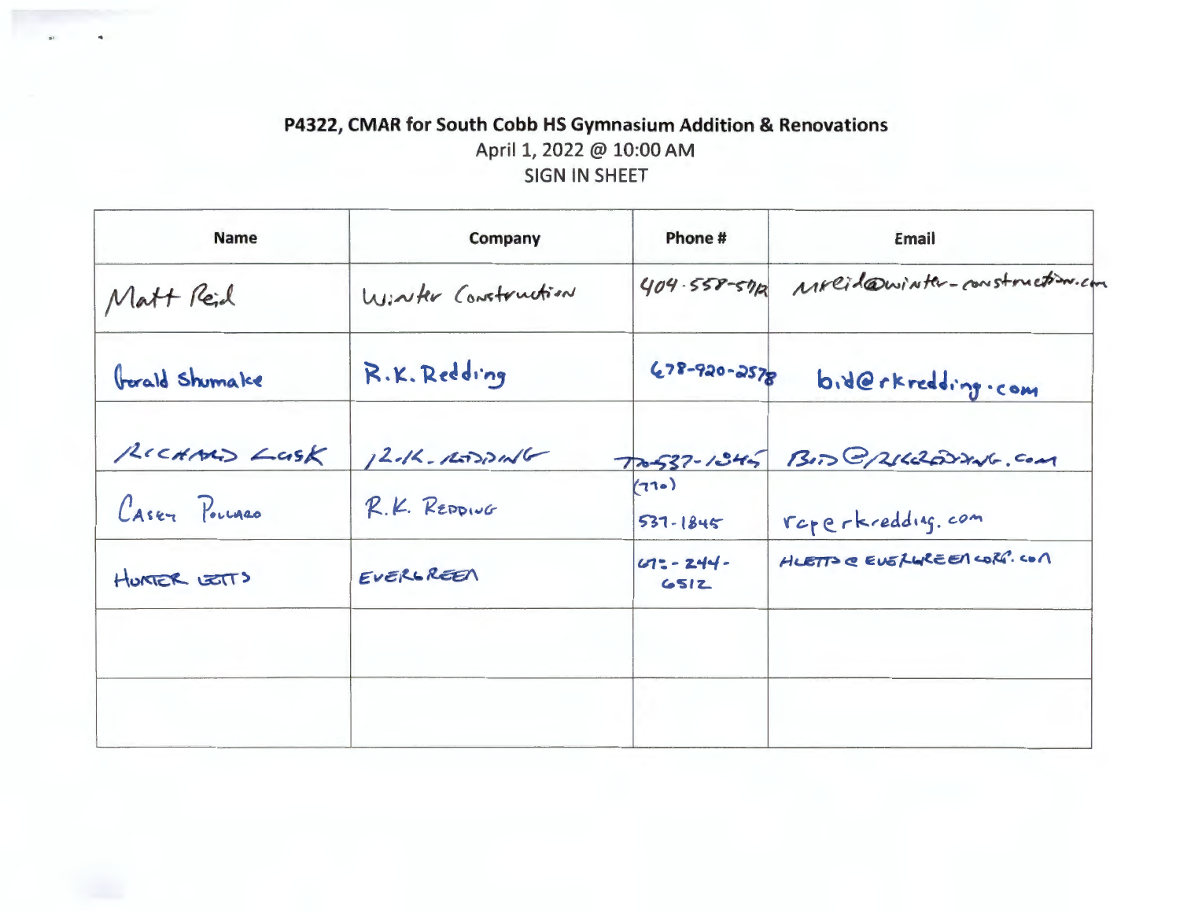**P4322, CMAR for South Cobb HS Gymnasium Addition & Renovations**

April 1, 2022 @ 10:00 AM

SIGN IN SHEET

| Name | Company | Phone # | Email |
|---|---|---|---|
| Matt Reid | Winter Construction | 404-558-5712 | mreid@winter-construction.com |
| Gerald Shumake | R.K. Redding | 678-920-2578 | bid@rkredding.com |
| RICHARD LUSK | R.K. REDDING | 770-537-1845 | BID@RKREDDING.COM |
| Casey Pollard | R.K. Redding | (770) 537-1845 | rcp@rkredding.com |
| HUNTER LETTS | EVERGREEN | 678-244-6512 | HLETTS@EVERGREENCORP.COM |
| | | | |
| | | | |